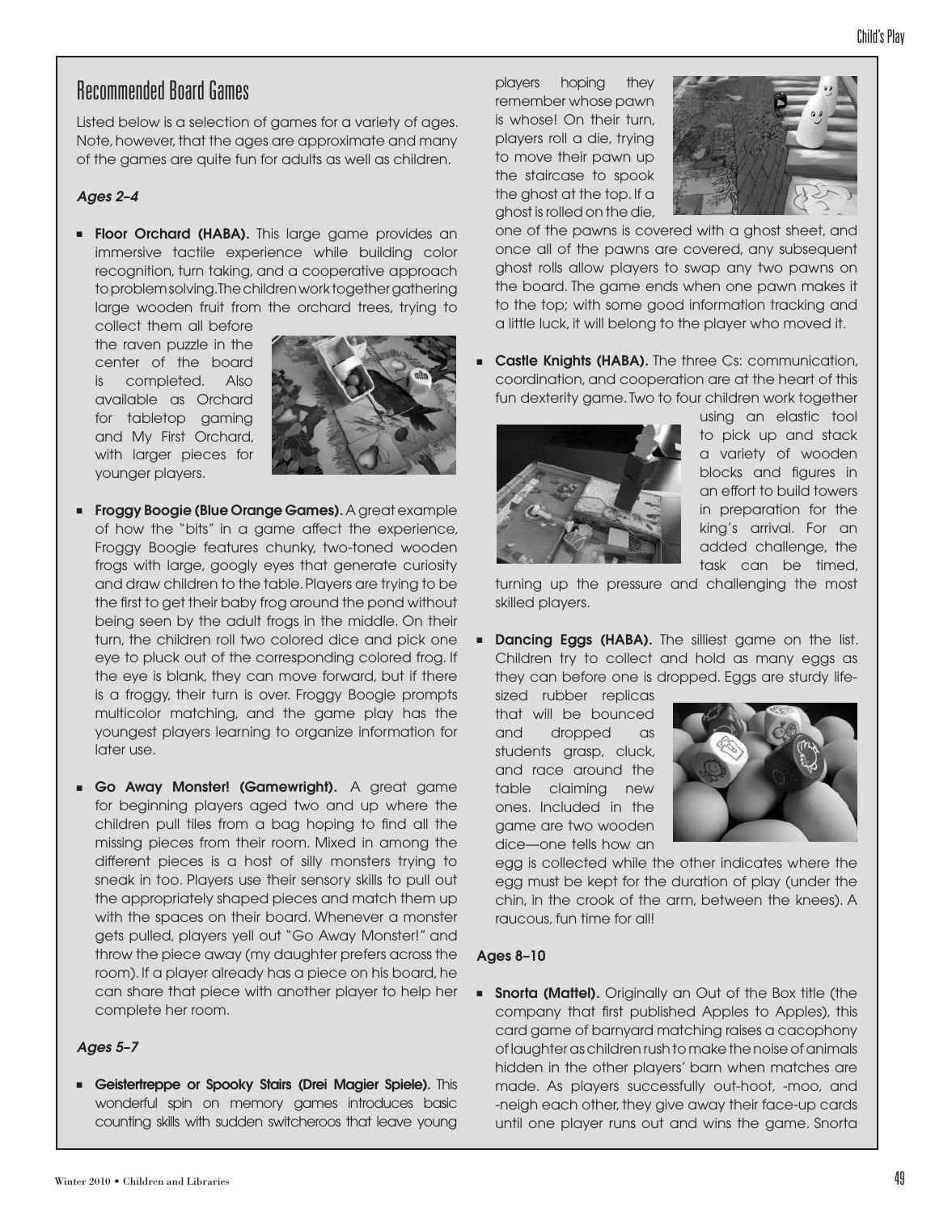## Recommended Board Games

Listed below is a selection of games for a variety of ages. Note, however, that the ages are approximate and many of the games are quite fun for adults as well as children.

### *Ages 2–4*

- **Floor Orchard (HABA).** This large game provides an immersive tactile experience while building color recognition, turn taking, and a cooperative approach to problem solving. The children work together gathering large wooden fruit from the orchard trees, trying to collect them all before the raven puzzle in the center of the board is completed. Also available as Orchard for tabletop gaming and My First Orchard, with larger pieces for younger players.

- **Froggy Boogie (Blue Orange Games).** A great example of how the "bits" in a game affect the experience, Froggy Boogie features chunky, two-toned wooden frogs with large, googly eyes that generate curiosity and draw children to the table. Players are trying to be the first to get their baby frog around the pond without being seen by the adult frogs in the middle. On their turn, the children roll two colored dice and pick one eye to pluck out of the corresponding colored frog. If the eye is blank, they can move forward, but if there is a froggy, their turn is over. Froggy Boogie prompts multicolor matching, and the game play has the youngest players learning to organize information for later use.

- **Go Away Monster! (Gamewright).** A great game for beginning players aged two and up where the children pull tiles from a bag hoping to find all the missing pieces from their room. Mixed in among the different pieces is a host of silly monsters trying to sneak in too. Players use their sensory skills to pull out the appropriately shaped pieces and match them up with the spaces on their board. Whenever a monster gets pulled, players yell out "Go Away Monster!" and throw the piece away (my daughter prefers across the room). If a player already has a piece on his board, he can share that piece with another player to help her complete her room.

### *Ages 5–7*

- **Geistertreppe or Spooky Stairs (Drei Magier Spiele).** This wonderful spin on memory games introduces basic counting skills with sudden switcheroos that leave young players hoping they remember whose pawn is whose! On their turn, players roll a die, trying to move their pawn up the staircase to spook the ghost at the top. If a ghost is rolled on the die, one of the pawns is covered with a ghost sheet, and once all of the pawns are covered, any subsequent ghost rolls allow players to swap any two pawns on the board. The game ends when one pawn makes it to the top; with some good information tracking and a little luck, it will belong to the player who moved it.

- **Castle Knights (HABA).** The three Cs: communication, coordination, and cooperation are at the heart of this fun dexterity game. Two to four children work together using an elastic tool to pick up and stack a variety of wooden blocks and figures in an effort to build towers in preparation for the king's arrival. For an added challenge, the task can be timed, turning up the pressure and challenging the most skilled players.

- **Dancing Eggs (HABA).** The silliest game on the list. Children try to collect and hold as many eggs as they can before one is dropped. Eggs are sturdy life-sized rubber replicas that will be bounced and dropped as students grasp, cluck, and race around the table claiming new ones. Included in the game are two wooden dice—one tells how an egg is collected while the other indicates where the egg must be kept for the duration of play (under the chin, in the crook of the arm, between the knees). A raucous, fun time for all!

### Ages 8–10

- **Snorta (Mattel).** Originally an Out of the Box title (the company that first published Apples to Apples), this card game of barnyard matching raises a cacophony of laughter as children rush to make the noise of animals hidden in the other players' barn when matches are made. As players successfully out-hoot, -moo, and -neigh each other, they give away their face-up cards until one player runs out and wins the game. Snorta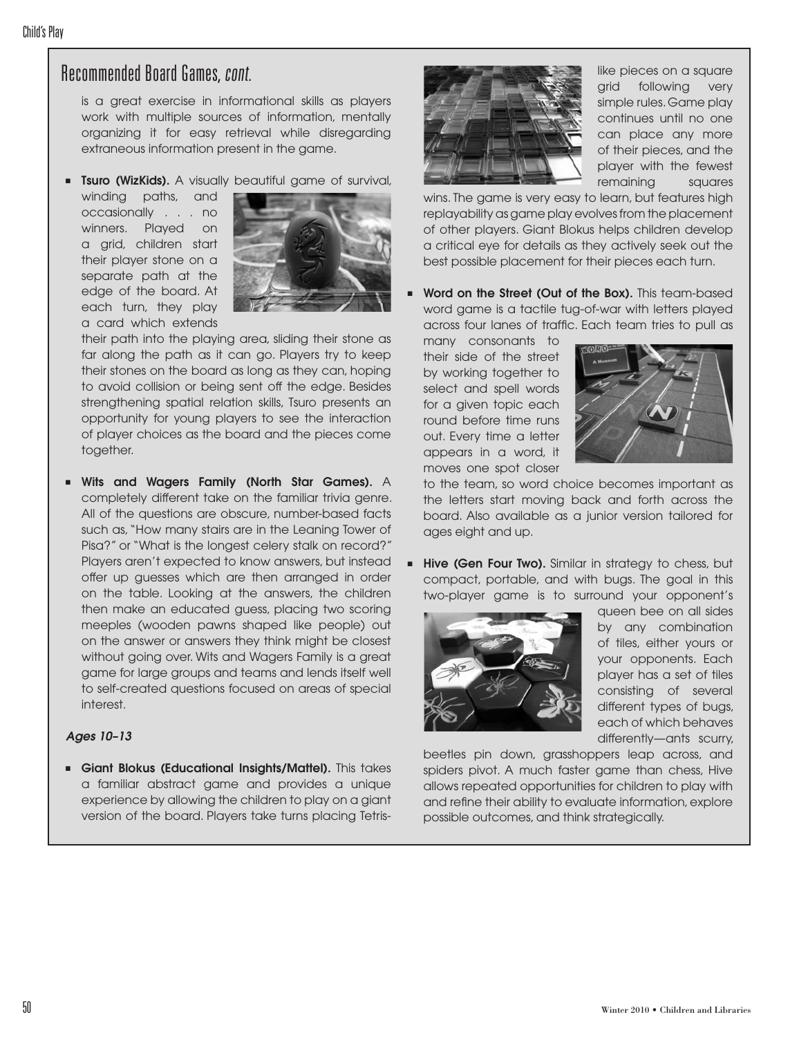## Recommended Board Games, *cont.*

is a great exercise in informational skills as players work with multiple sources of information, mentally organizing it for easy retrieval while disregarding extraneous information present in the game.

- **Tsuro (WizKids).** A visually beautiful game of survival, winding paths, and occasionally . . . no winners. Played on a grid, children start their player stone on a separate path at the edge of the board. At each turn, they play a card which extends their path into the playing area, sliding their stone as far along the path as it can go. Players try to keep their stones on the board as long as they can, hoping to avoid collision or being sent off the edge. Besides strengthening spatial relation skills, Tsuro presents an opportunity for young players to see the interaction of player choices as the board and the pieces come together.

- **Wits and Wagers Family (North Star Games).** A completely different take on the familiar trivia genre. All of the questions are obscure, number-based facts such as, "How many stairs are in the Leaning Tower of Pisa?" or "What is the longest celery stalk on record?" Players aren't expected to know answers, but instead offer up guesses which are then arranged in order on the table. Looking at the answers, the children then make an educated guess, placing two scoring meeples (wooden pawns shaped like people) out on the answer or answers they think might be closest without going over. Wits and Wagers Family is a great game for large groups and teams and lends itself well to self-created questions focused on areas of special interest.

### *Ages 10–13*

- **Giant Blokus (Educational Insights/Mattel).** This takes a familiar abstract game and provides a unique experience by allowing the children to play on a giant version of the board. Players take turns placing Tetris-like pieces on a square grid following very simple rules. Game play continues until no one can place any more of their pieces, and the player with the fewest remaining squares wins. The game is very easy to learn, but features high replayability as game play evolves from the placement of other players. Giant Blokus helps children develop a critical eye for details as they actively seek out the best possible placement for their pieces each turn.

- **Word on the Street (Out of the Box).** This team-based word game is a tactile tug-of-war with letters played across four lanes of traffic. Each team tries to pull as many consonants to their side of the street by working together to select and spell words for a given topic each round before time runs out. Every time a letter appears in a word, it moves one spot closer to the team, so word choice becomes important as the letters start moving back and forth across the board. Also available as a junior version tailored for ages eight and up.

- **Hive (Gen Four Two).** Similar in strategy to chess, but compact, portable, and with bugs. The goal in this two-player game is to surround your opponent's queen bee on all sides by any combination of tiles, either yours or your opponents. Each player has a set of tiles consisting of several different types of bugs, each of which behaves differently—ants scurry, beetles pin down, grasshoppers leap across, and spiders pivot. A much faster game than chess, Hive allows repeated opportunities for children to play with and refine their ability to evaluate information, explore possible outcomes, and think strategically.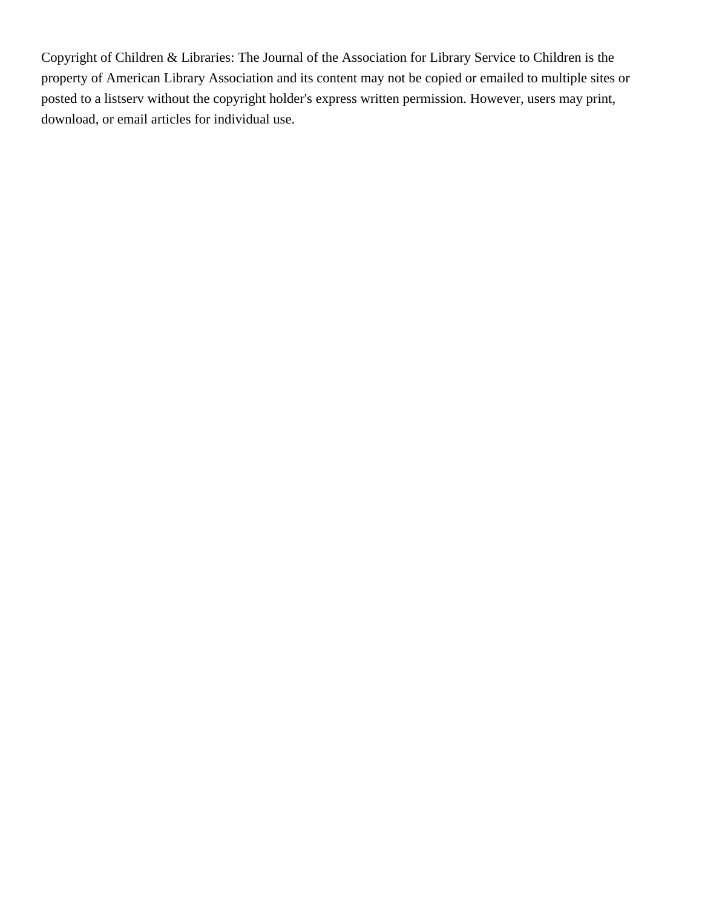Copyright of Children & Libraries: The Journal of the Association for Library Service to Children is the property of American Library Association and its content may not be copied or emailed to multiple sites or posted to a listserv without the copyright holder's express written permission. However, users may print, download, or email articles for individual use.